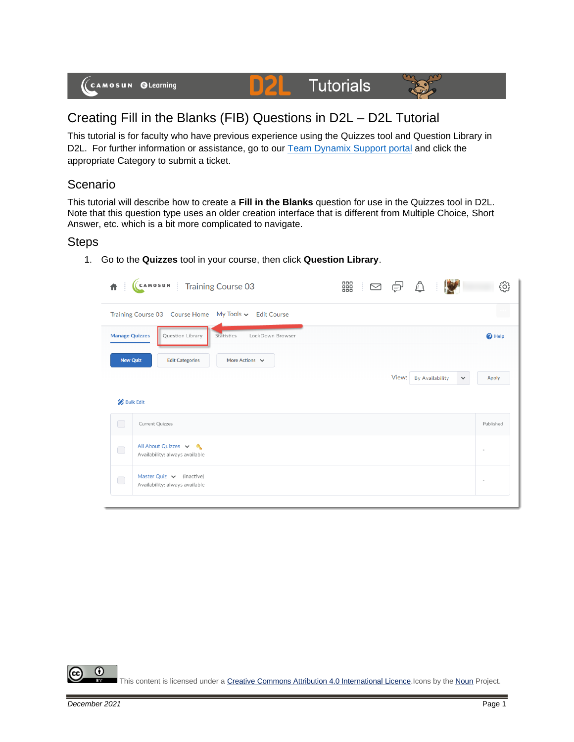# Creating Fill in the Blanks (FIB) Questions in D2L – D2L Tutorial

This tutorial is for faculty who have previous experience using the Quizzes tool and Question Library in D2L. For further information or assistance, go to our Team Dynamix Support portal and click the appropriate Category to submit a ticket.

## Scenario

This tutorial will describe how to create a **Fill in the Blanks** question for use in the Quizzes tool in D2L. Note that this question type uses an older creation interface that is different from Multiple Choice, Short Answer, etc. which is a bit more complicated to navigate.

## Steps

1. Go to the **Quizzes** tool in your course, then click **Question Library**.

This content is licensed under a Creative Commons Attribution 4.0 International Licence. Icons by the Noun Project.

*December 2021*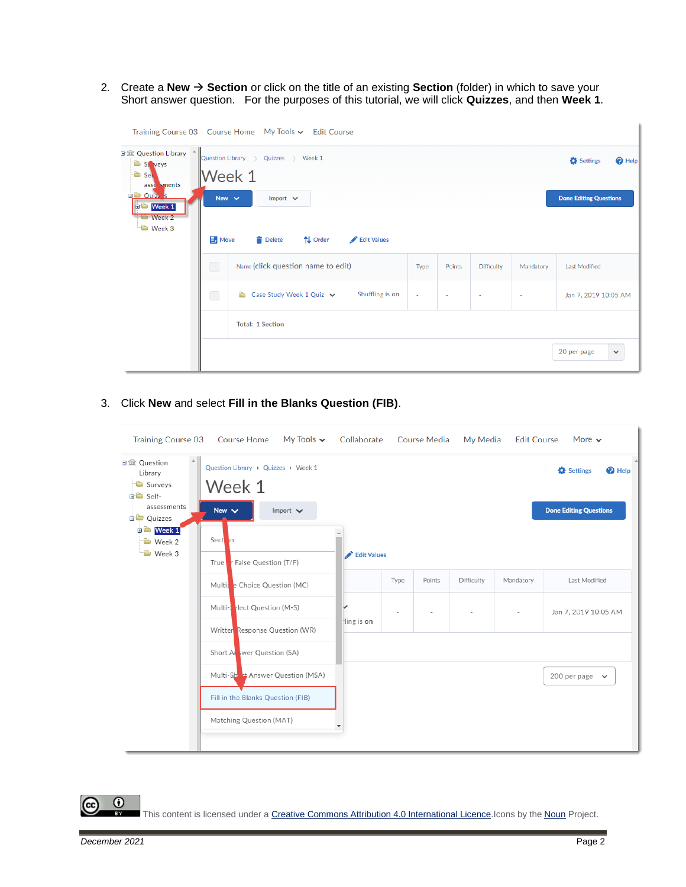2. Create a **New → Section** or click on the title of an existing **Section** (folder) in which to save your Short answer question.   For the purposes of this tutorial, we will click **Quizzes**, and then **Week 1**.

3. Click **New** and select **Fill in the Blanks Question (FIB)**.

This content is licensed under a Creative Commons Attribution 4.0 International Licence. Icons by the Noun Project.

*December 2021*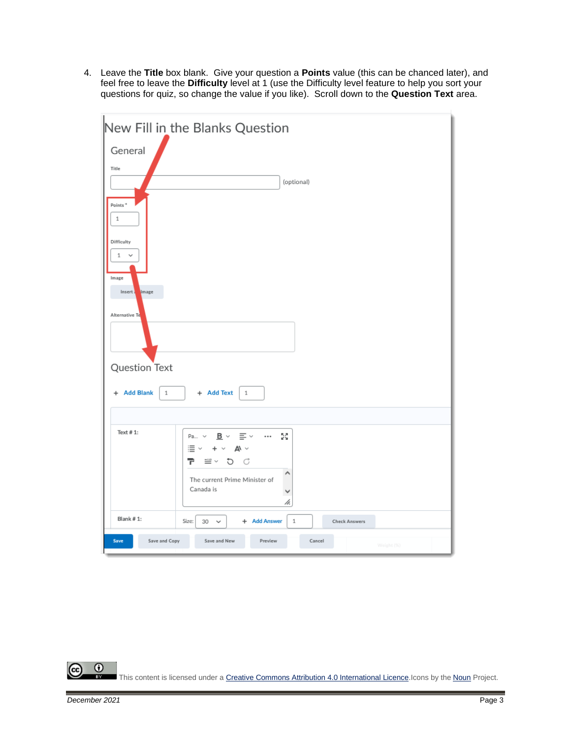4. Leave the **Title** box blank. Give your question a **Points** value (this can be chanced later), and feel free to leave the **Difficulty** level at 1 (use the Difficulty level feature to help you sort your questions for quiz, so change the value if you like). Scroll down to the **Question Text** area.

This content is licensed under a Creative Commons Attribution 4.0 International Licence.Icons by the Noun Project.

December 2021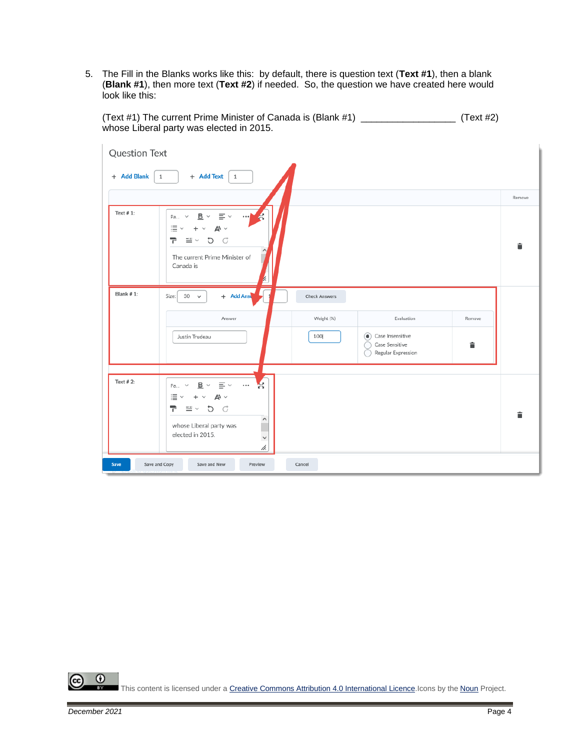5. The Fill in the Blanks works like this: by default, there is question text (**Text #1**), then a blank (**Blank #1**), then more text (**Text #2**) if needed. So, the question we have created here would look like this:

   (Text #1) The current Prime Minister of Canada is (Blank #1) __________________ (Text #2) whose Liberal party was elected in 2015.

This content is licensed under a [Creative Commons Attribution 4.0 International Licence](). Icons by the [Noun]() Project.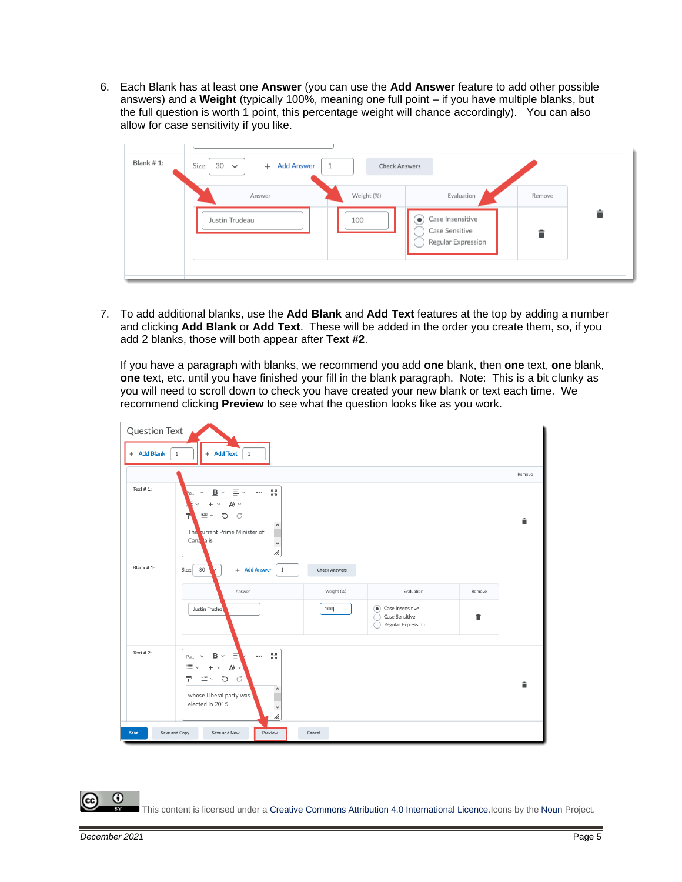6. Each Blank has at least one **Answer** (you can use the **Add Answer** feature to add other possible answers) and a **Weight** (typically 100%, meaning one full point – if you have multiple blanks, but the full question is worth 1 point, this percentage weight will chance accordingly). You can also allow for case sensitivity if you like.

7. To add additional blanks, use the **Add Blank** and **Add Text** features at the top by adding a number and clicking **Add Blank** or **Add Text**. These will be added in the order you create them, so, if you add 2 blanks, those will both appear after **Text #2**.

   If you have a paragraph with blanks, we recommend you add **one** blank, then **one** text, **one** blank, **one** text, etc. until you have finished your fill in the blank paragraph. Note: This is a bit clunky as you will need to scroll down to check you have created your new blank or text each time. We recommend clicking **Preview** to see what the question looks like as you work.

This content is licensed under a Creative Commons Attribution 4.0 International Licence. Icons by the Noun Project.

December 2021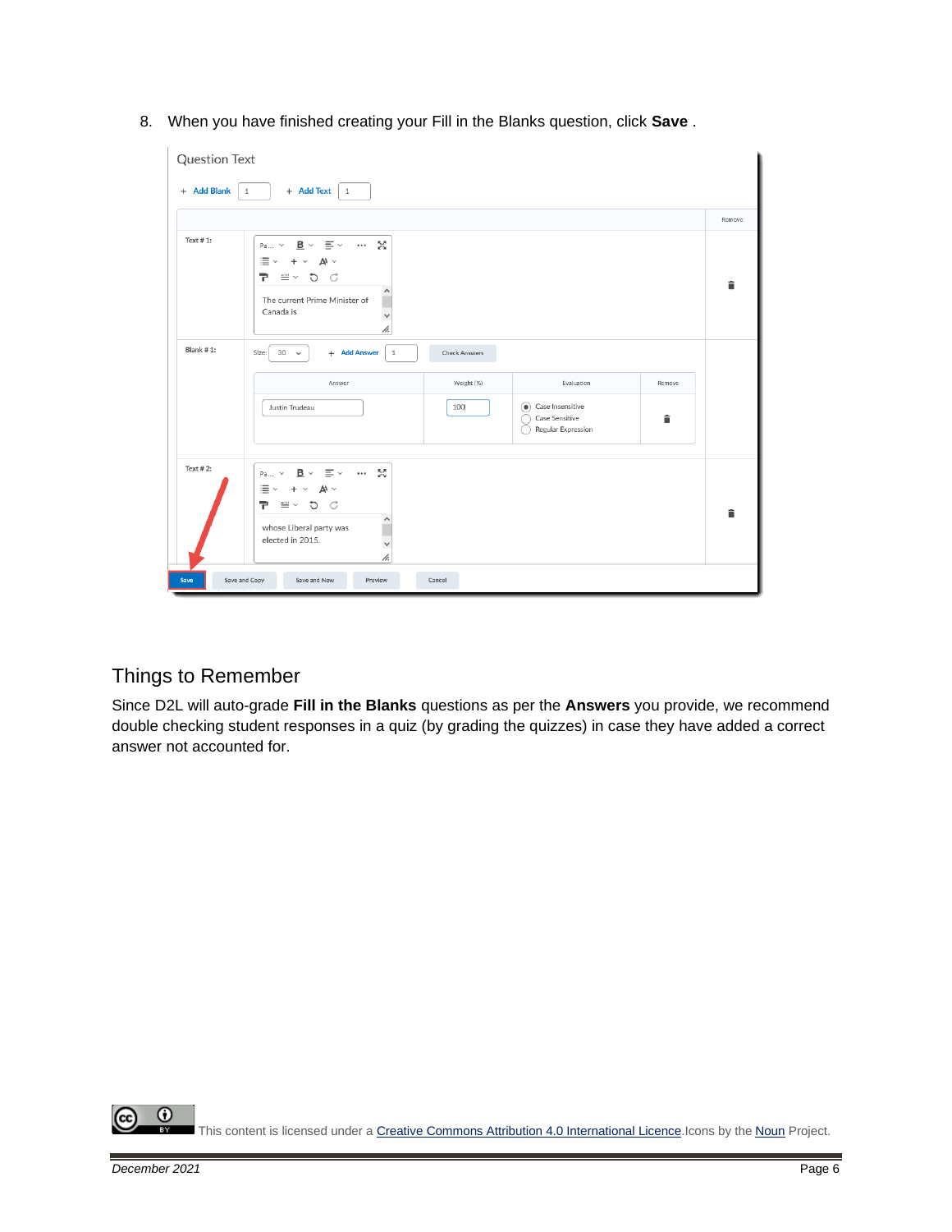8. When you have finished creating your Fill in the Blanks question, click **Save** .

## Things to Remember

Since D2L will auto-grade **Fill in the Blanks** questions as per the **Answers** you provide, we recommend double checking student responses in a quiz (by grading the quizzes) in case they have added a correct answer not accounted for.

This content is licensed under a Creative Commons Attribution 4.0 International Licence. Icons by the Noun Project.

December 2021